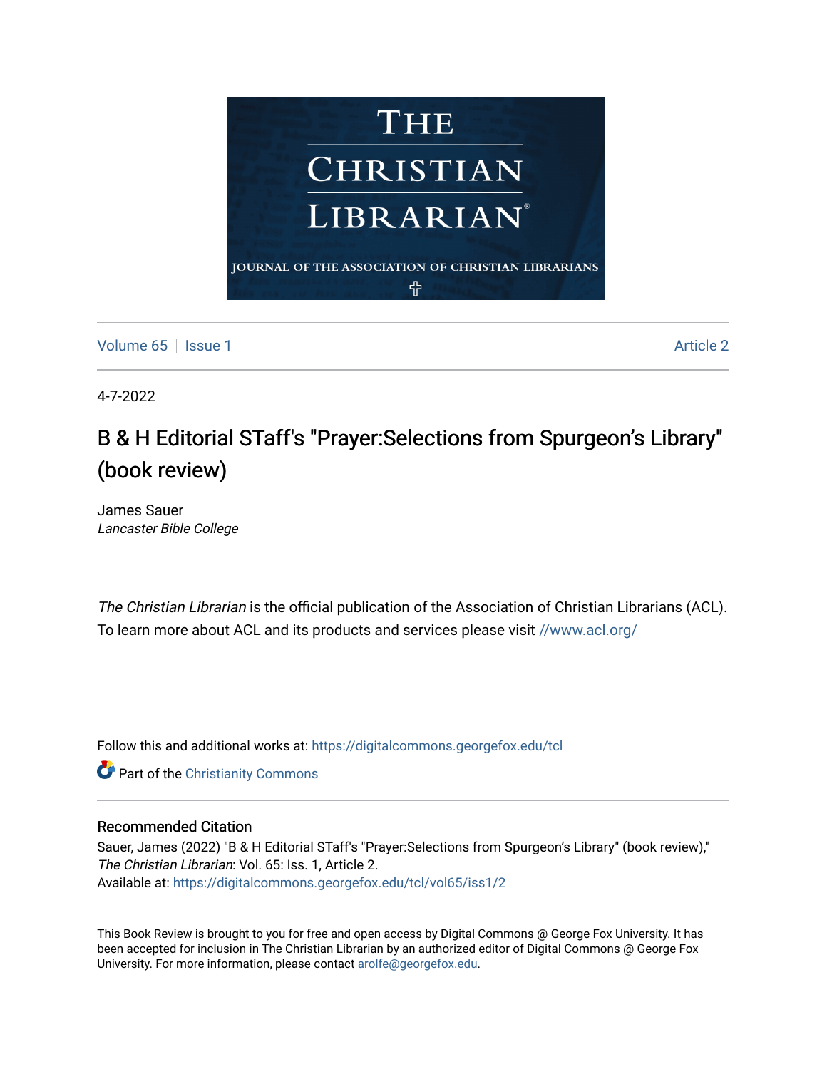# THE CHRISTIAN LIBRARIAN

JOURNAL OF THE ASSOCIATION OF CHRISTIAN LIBRARIANS

Volume 65 | Issue 1 | Article 2

4-7-2022

# B & H Editorial STaff's "Prayer:Selections from Spurgeon's Library" (book review)

James Sauer
*Lancaster Bible College*

*The Christian Librarian* is the official publication of the Association of Christian Librarians (ACL). To learn more about ACL and its products and services please visit //www.acl.org/

Follow this and additional works at: https://digitalcommons.georgefox.edu/tcl

Part of the Christianity Commons

## Recommended Citation

Sauer, James (2022) "B & H Editorial STaff's "Prayer:Selections from Spurgeon's Library" (book review)," *The Christian Librarian*: Vol. 65: Iss. 1, Article 2.
Available at: https://digitalcommons.georgefox.edu/tcl/vol65/iss1/2

This Book Review is brought to you for free and open access by Digital Commons @ George Fox University. It has been accepted for inclusion in The Christian Librarian by an authorized editor of Digital Commons @ George Fox University. For more information, please contact arolfe@georgefox.edu.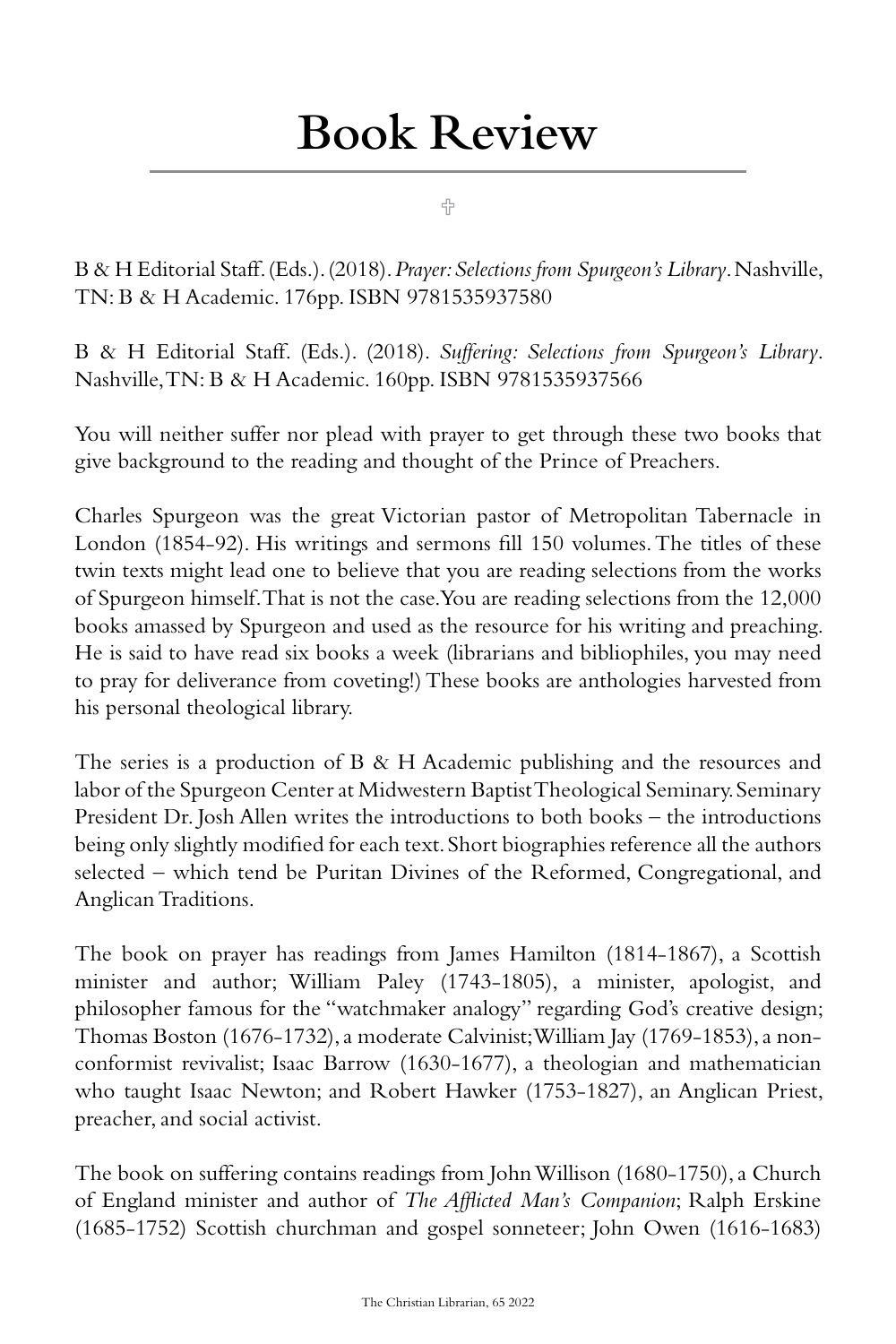# Book Review

✝

B & H Editorial Staff. (Eds.). (2018). *Prayer: Selections from Spurgeon's Library*. Nashville, TN: B & H Academic. 176pp. ISBN 9781535937580

B & H Editorial Staff. (Eds.). (2018). *Suffering: Selections from Spurgeon's Library*. Nashville, TN: B & H Academic. 160pp. ISBN 9781535937566

You will neither suffer nor plead with prayer to get through these two books that give background to the reading and thought of the Prince of Preachers.

Charles Spurgeon was the great Victorian pastor of Metropolitan Tabernacle in London (1854-92). His writings and sermons fill 150 volumes. The titles of these twin texts might lead one to believe that you are reading selections from the works of Spurgeon himself. That is not the case. You are reading selections from the 12,000 books amassed by Spurgeon and used as the resource for his writing and preaching. He is said to have read six books a week (librarians and bibliophiles, you may need to pray for deliverance from coveting!) These books are anthologies harvested from his personal theological library.

The series is a production of B & H Academic publishing and the resources and labor of the Spurgeon Center at Midwestern Baptist Theological Seminary. Seminary President Dr. Josh Allen writes the introductions to both books – the introductions being only slightly modified for each text. Short biographies reference all the authors selected – which tend be Puritan Divines of the Reformed, Congregational, and Anglican Traditions.

The book on prayer has readings from James Hamilton (1814-1867), a Scottish minister and author; William Paley (1743-1805), a minister, apologist, and philosopher famous for the "watchmaker analogy" regarding God's creative design; Thomas Boston (1676-1732), a moderate Calvinist; William Jay (1769-1853), a non-conformist revivalist; Isaac Barrow (1630-1677), a theologian and mathematician who taught Isaac Newton; and Robert Hawker (1753-1827), an Anglican Priest, preacher, and social activist.

The book on suffering contains readings from John Willison (1680-1750), a Church of England minister and author of *The Afflicted Man's Companion*; Ralph Erskine (1685-1752) Scottish churchman and gospel sonneteer; John Owen (1616-1683)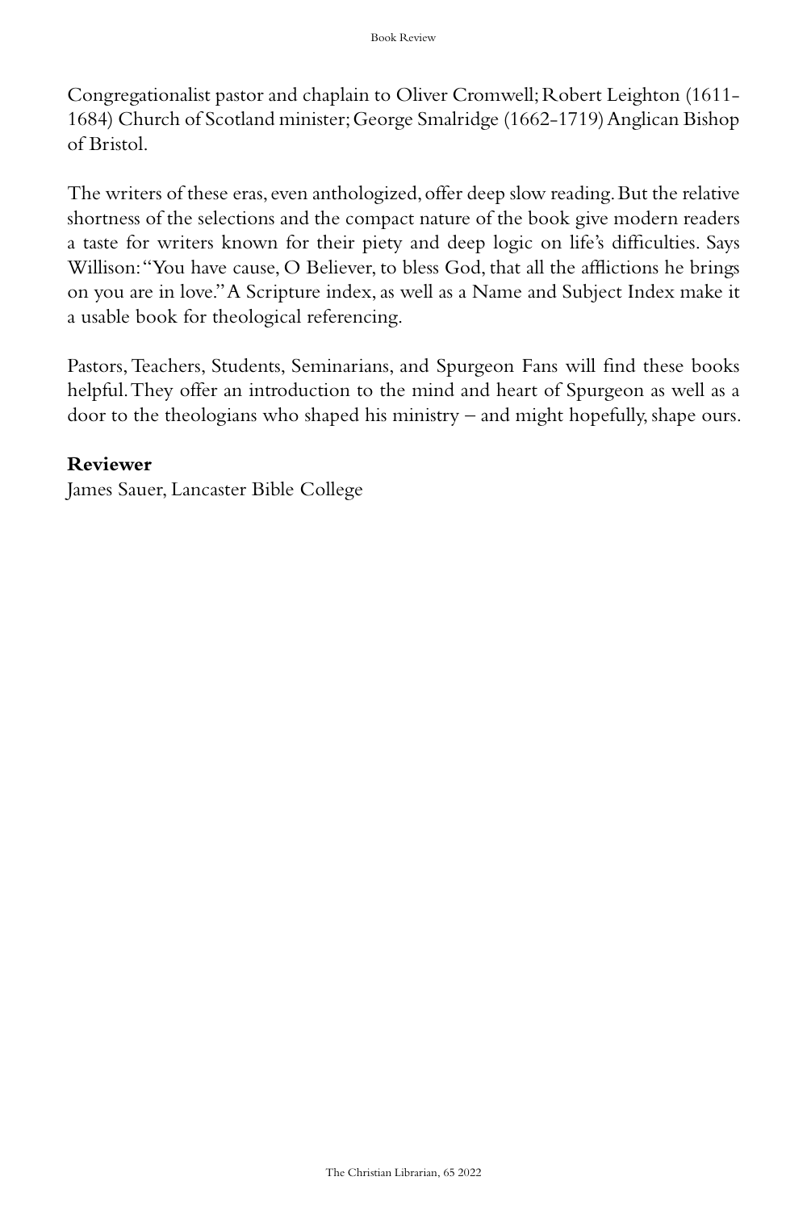Congregationalist pastor and chaplain to Oliver Cromwell; Robert Leighton (1611-1684) Church of Scotland minister; George Smalridge (1662-1719) Anglican Bishop of Bristol.

The writers of these eras, even anthologized, offer deep slow reading. But the relative shortness of the selections and the compact nature of the book give modern readers a taste for writers known for their piety and deep logic on life's difficulties. Says Willison: "You have cause, O Believer, to bless God, that all the afflictions he brings on you are in love." A Scripture index, as well as a Name and Subject Index make it a usable book for theological referencing.

Pastors, Teachers, Students, Seminarians, and Spurgeon Fans will find these books helpful. They offer an introduction to the mind and heart of Spurgeon as well as a door to the theologians who shaped his ministry – and might hopefully, shape ours.

**Reviewer**
James Sauer, Lancaster Bible College